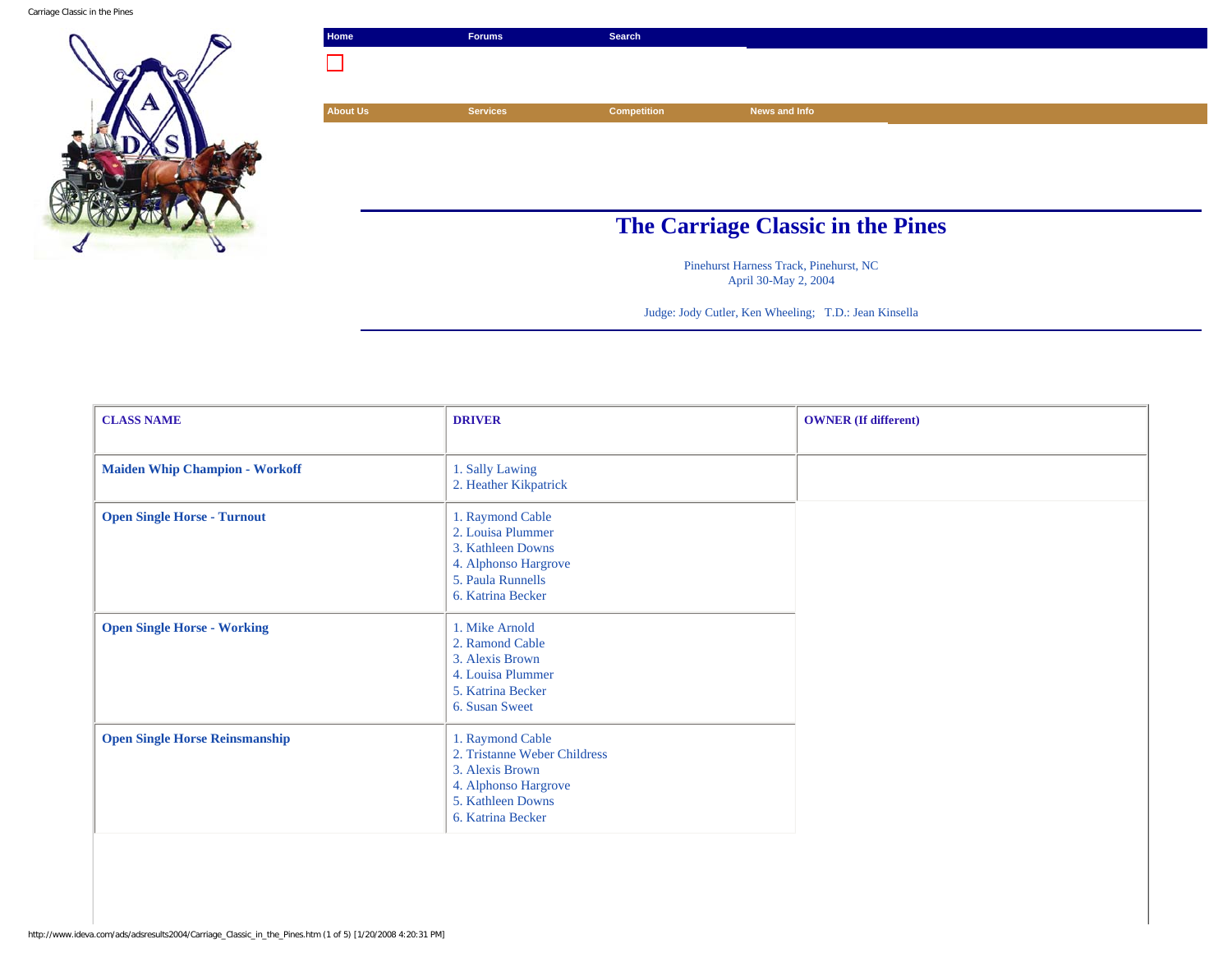Home | Forums | Search

About Us | Services | Competition | News and Info

# The Carriage Classic in the Pines

Pinehurst Harness Track, Pinehurst, NC
April 30-May 2, 2004

Judge: Jody Cutler, Ken Wheeling;   T.D.: Jean Kinsella

| CLASS NAME | DRIVER | OWNER (If different) |
|---|---|---|
| **Maiden Whip Champion - Workoff** | 1. Sally Lawing<br>2. Heather Kikpatrick | |
| **Open Single Horse - Turnout** | 1. Raymond Cable<br>2. Louisa Plummer<br>3. Kathleen Downs<br>4. Alphonso Hargrove<br>5. Paula Runnells<br>6. Katrina Becker | |
| **Open Single Horse - Working** | 1. Mike Arnold<br>2. Ramond Cable<br>3. Alexis Brown<br>4. Louisa Plummer<br>5. Katrina Becker<br>6. Susan Sweet | |
| **Open Single Horse Reinsmanship** | 1. Raymond Cable<br>2. Tristanne Weber Childress<br>3. Alexis Brown<br>4. Alphonso Hargrove<br>5. Kathleen Downs<br>6. Katrina Becker | |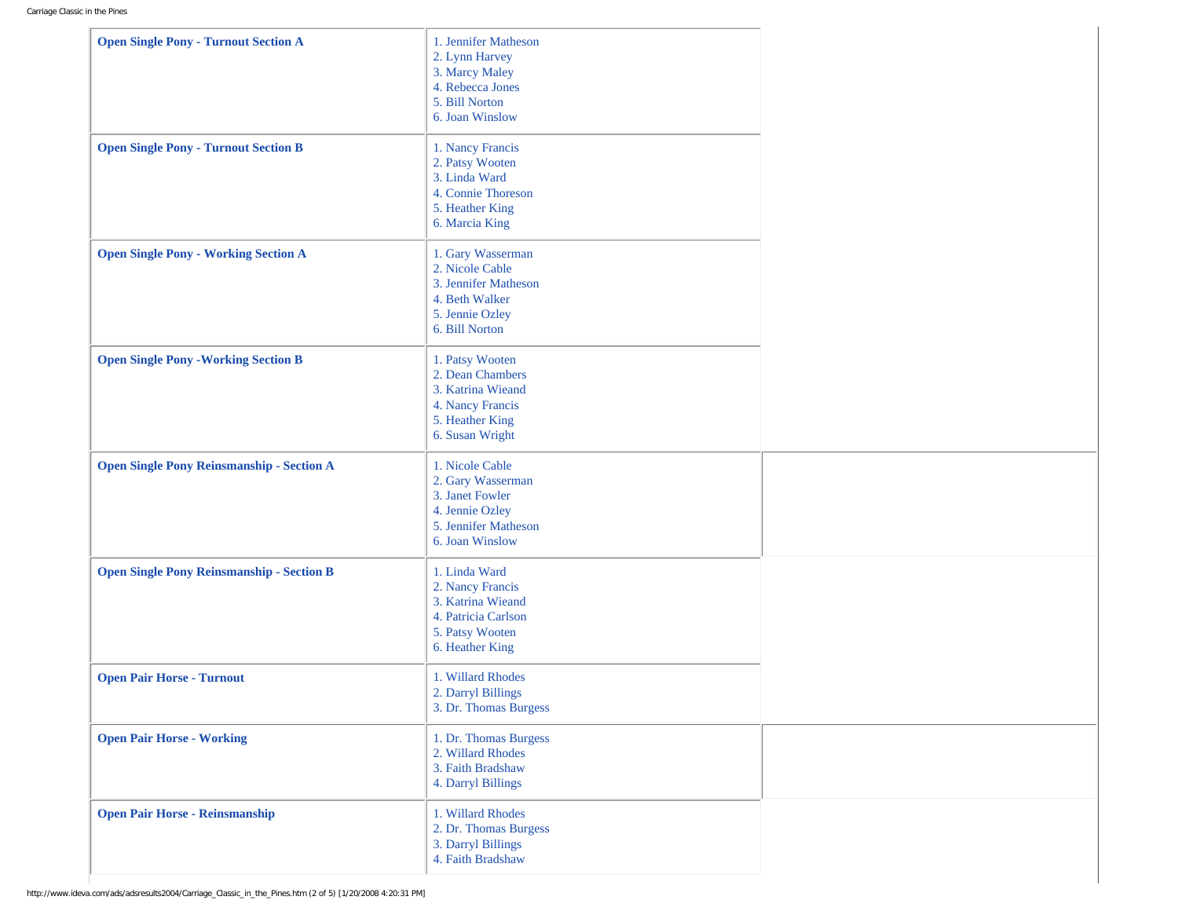| Class | Placings |
| --- | --- |
| **Open Single Pony - Turnout Section A** | 1. Jennifer Matheson<br>2. Lynn Harvey<br>3. Marcy Maley<br>4. Rebecca Jones<br>5. Bill Norton<br>6. Joan Winslow |
| **Open Single Pony - Turnout Section B** | 1. Nancy Francis<br>2. Patsy Wooten<br>3. Linda Ward<br>4. Connie Thoreson<br>5. Heather King<br>6. Marcia King |
| **Open Single Pony - Working Section A** | 1. Gary Wasserman<br>2. Nicole Cable<br>3. Jennifer Matheson<br>4. Beth Walker<br>5. Jennie Ozley<br>6. Bill Norton |
| **Open Single Pony -Working Section B** | 1. Patsy Wooten<br>2. Dean Chambers<br>3. Katrina Wieand<br>4. Nancy Francis<br>5. Heather King<br>6. Susan Wright |
| **Open Single Pony Reinsmanship - Section A** | 1. Nicole Cable<br>2. Gary Wasserman<br>3. Janet Fowler<br>4. Jennie Ozley<br>5. Jennifer Matheson<br>6. Joan Winslow |
| **Open Single Pony Reinsmanship - Section B** | 1. Linda Ward<br>2. Nancy Francis<br>3. Katrina Wieand<br>4. Patricia Carlson<br>5. Patsy Wooten<br>6. Heather King |
| **Open Pair Horse - Turnout** | 1. Willard Rhodes<br>2. Darryl Billings<br>3. Dr. Thomas Burgess |
| **Open Pair Horse - Working** | 1. Dr. Thomas Burgess<br>2. Willard Rhodes<br>3. Faith Bradshaw<br>4. Darryl Billings |
| **Open Pair Horse - Reinsmanship** | 1. Willard Rhodes<br>2. Dr. Thomas Burgess<br>3. Darryl Billings<br>4. Faith Bradshaw |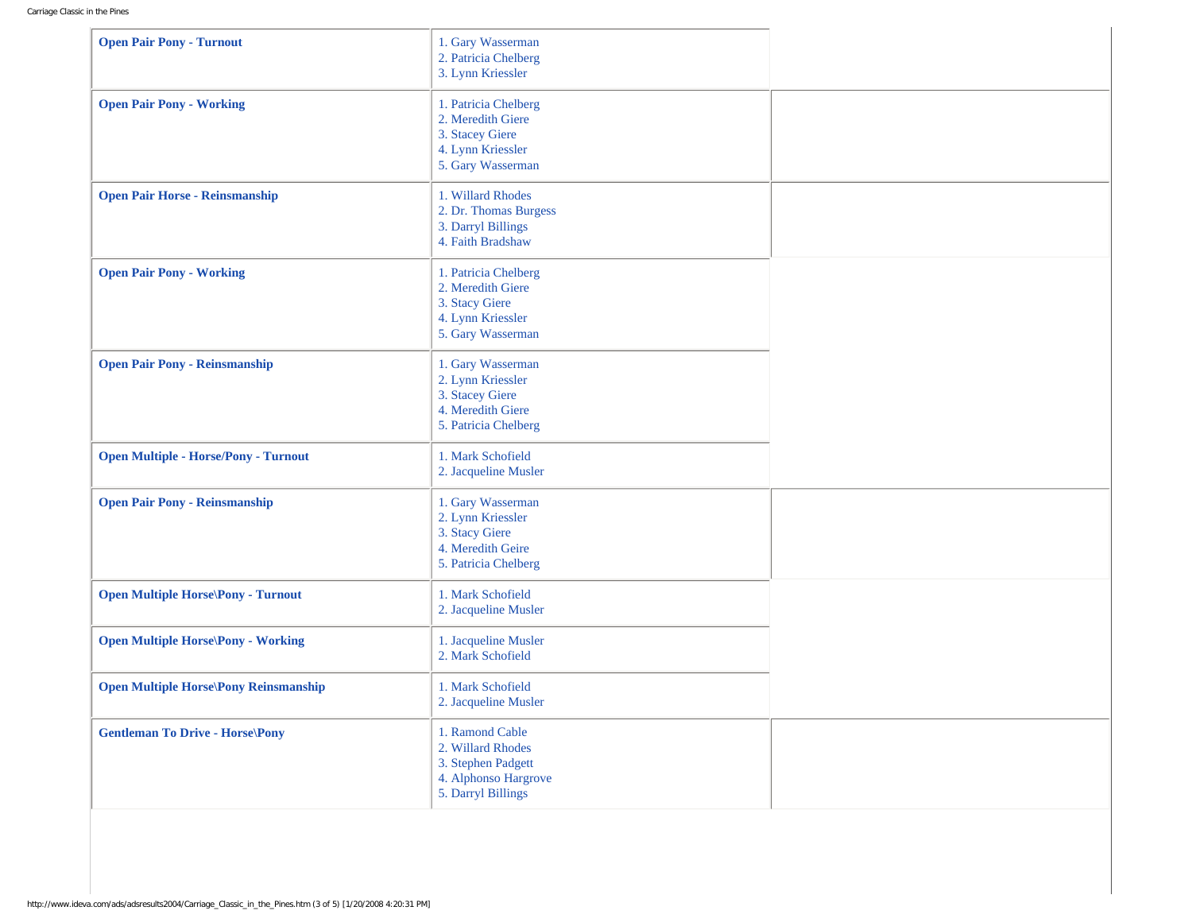| Class | Results | |
|---|---|---|
| **Open Pair Pony - Turnout** | 1. Gary Wasserman<br>2. Patricia Chelberg<br>3. Lynn Kriessler | |
| **Open Pair Pony - Working** | 1. Patricia Chelberg<br>2. Meredith Giere<br>3. Stacey Giere<br>4. Lynn Kriessler<br>5. Gary Wasserman | |
| **Open Pair Horse - Reinsmanship** | 1. Willard Rhodes<br>2. Dr. Thomas Burgess<br>3. Darryl Billings<br>4. Faith Bradshaw | |
| **Open Pair Pony - Working** | 1. Patricia Chelberg<br>2. Meredith Giere<br>3. Stacy Giere<br>4. Lynn Kriessler<br>5. Gary Wasserman | |
| **Open Pair Pony - Reinsmanship** | 1. Gary Wasserman<br>2. Lynn Kriessler<br>3. Stacey Giere<br>4. Meredith Giere<br>5. Patricia Chelberg | |
| **Open Multiple - Horse/Pony - Turnout** | 1. Mark Schofield<br>2. Jacqueline Musler | |
| **Open Pair Pony - Reinsmanship** | 1. Gary Wasserman<br>2. Lynn Kriessler<br>3. Stacy Giere<br>4. Meredith Geire<br>5. Patricia Chelberg | |
| **Open Multiple Horse\Pony - Turnout** | 1. Mark Schofield<br>2. Jacqueline Musler | |
| **Open Multiple Horse\Pony - Working** | 1. Jacqueline Musler<br>2. Mark Schofield | |
| **Open Multiple Horse\Pony Reinsmanship** | 1. Mark Schofield<br>2. Jacqueline Musler | |
| **Gentleman To Drive - Horse\Pony** | 1. Ramond Cable<br>2. Willard Rhodes<br>3. Stephen Padgett<br>4. Alphonso Hargrove<br>5. Darryl Billings | |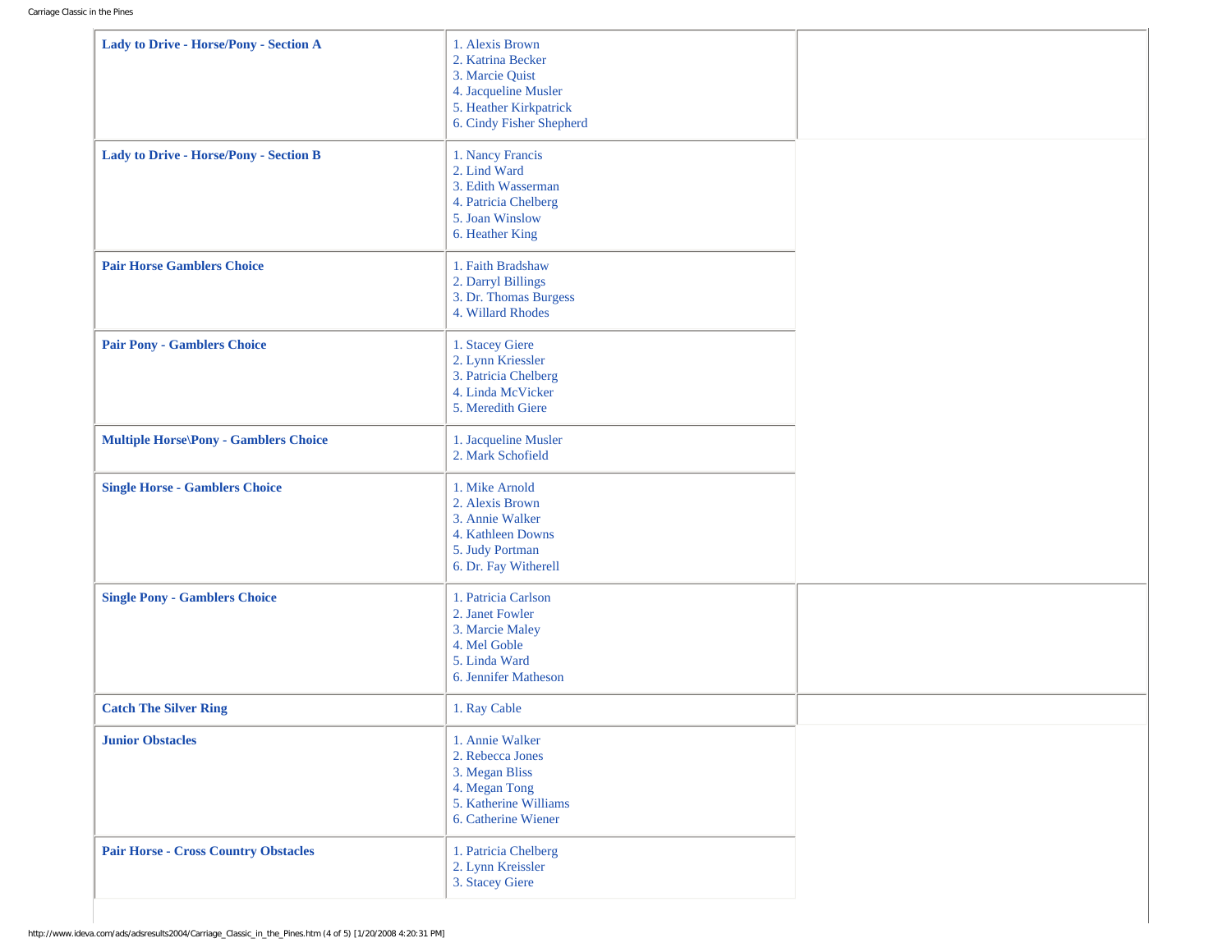| | | |
|---|---|---|
| **Lady to Drive - Horse/Pony - Section A** | 1. Alexis Brown<br>2. Katrina Becker<br>3. Marcie Quist<br>4. Jacqueline Musler<br>5. Heather Kirkpatrick<br>6. Cindy Fisher Shepherd | |
| **Lady to Drive - Horse/Pony - Section B** | 1. Nancy Francis<br>2. Lind Ward<br>3. Edith Wasserman<br>4. Patricia Chelberg<br>5. Joan Winslow<br>6. Heather King | |
| **Pair Horse Gamblers Choice** | 1. Faith Bradshaw<br>2. Darryl Billings<br>3. Dr. Thomas Burgess<br>4. Willard Rhodes | |
| **Pair Pony - Gamblers Choice** | 1. Stacey Giere<br>2. Lynn Kriessler<br>3. Patricia Chelberg<br>4. Linda McVicker<br>5. Meredith Giere | |
| **Multiple Horse\Pony - Gamblers Choice** | 1. Jacqueline Musler<br>2. Mark Schofield | |
| **Single Horse - Gamblers Choice** | 1. Mike Arnold<br>2. Alexis Brown<br>3. Annie Walker<br>4. Kathleen Downs<br>5. Judy Portman<br>6. Dr. Fay Witherell | |
| **Single Pony - Gamblers Choice** | 1. Patricia Carlson<br>2. Janet Fowler<br>3. Marcie Maley<br>4. Mel Goble<br>5. Linda Ward<br>6. Jennifer Matheson | |
| **Catch The Silver Ring** | 1. Ray Cable | |
| **Junior Obstacles** | 1. Annie Walker<br>2. Rebecca Jones<br>3. Megan Bliss<br>4. Megan Tong<br>5. Katherine Williams<br>6. Catherine Wiener | |
| **Pair Horse - Cross Country Obstacles** | 1. Patricia Chelberg<br>2. Lynn Kreissler<br>3. Stacey Giere | |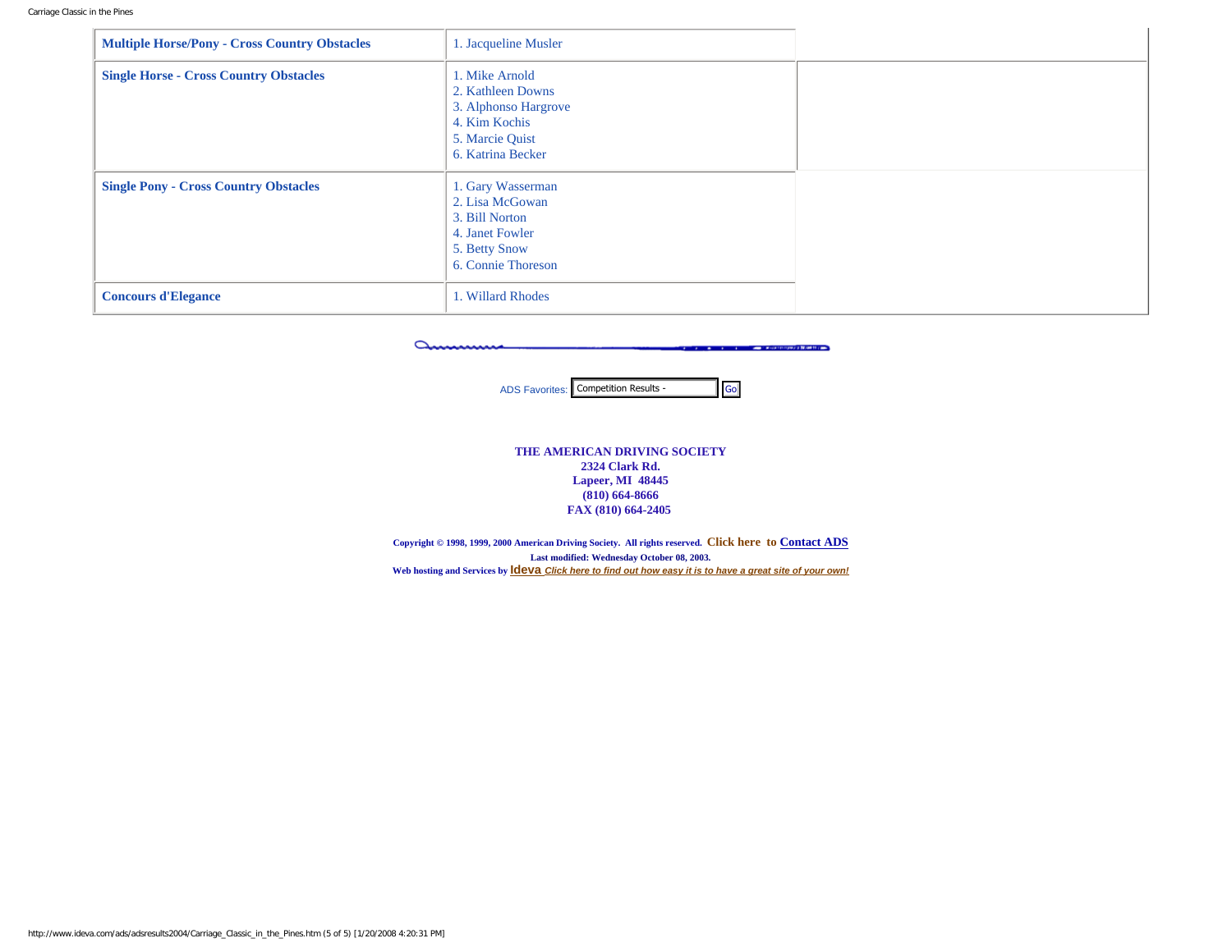| | |
|---|---|
| **Multiple Horse/Pony - Cross Country Obstacles** | 1. Jacqueline Musler |
| **Single Horse - Cross Country Obstacles** | 1. Mike Arnold<br>2. Kathleen Downs<br>3. Alphonso Hargrove<br>4. Kim Kochis<br>5. Marcie Quist<br>6. Katrina Becker |
| **Single Pony - Cross Country Obstacles** | 1. Gary Wasserman<br>2. Lisa McGowan<br>3. Bill Norton<br>4. Janet Fowler<br>5. Betty Snow<br>6. Connie Thoreson |
| **Concours d'Elegance** | 1. Willard Rhodes |

ADS Favorites: Competition Results - Go

**THE AMERICAN DRIVING SOCIETY**
**2324 Clark Rd.**
**Lapeer, MI 48445**
**(810) 664-8666**
**FAX (810) 664-2405**

**Copyright © 1998, 1999, 2000 American Driving Society. All rights reserved. Click here to Contact ADS**
**Last modified: Wednesday October 08, 2003.**
**Web hosting and Services by Ideva *Click here to find out how easy it is to have a great site of your own!***